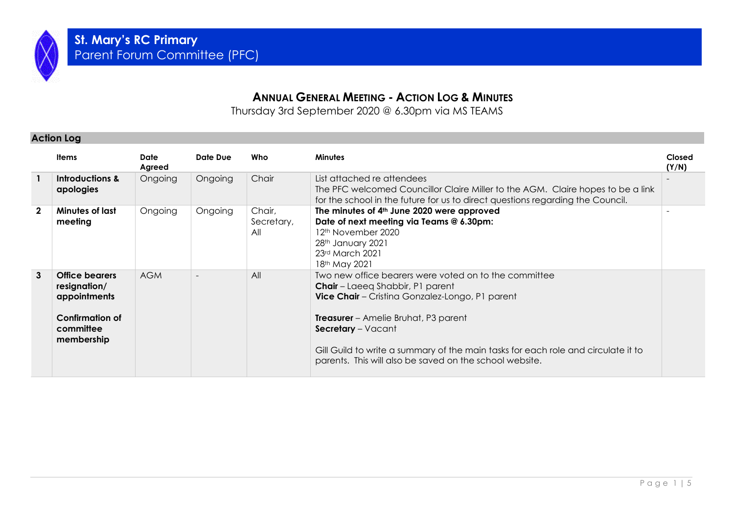# St. Mary's RC Primary
Parent Forum Committee (PFC)

## ANNUAL GENERAL MEETING - ACTION LOG & MINUTES

Thursday 3rd September 2020 @ 6.30pm via MS TEAMS

### Action Log

| | Items | Date Agreed | Date Due | Who | Minutes | Closed (Y/N) |
|---|---|---|---|---|---|---|
| 1 | **Introductions & apologies** | Ongoing | Ongoing | Chair | List attached re attendees<br>The PFC welcomed Councillor Claire Miller to the AGM. Claire hopes to be a link for the school in the future for us to direct questions regarding the Council. | - |
| 2 | **Minutes of last meeting** | Ongoing | Ongoing | Chair, Secretary, All | **The minutes of 4th June 2020 were approved**<br>**Date of next meeting via Teams @ 6.30pm:**<br>12th November 2020<br>28th January 2021<br>23rd March 2021<br>18th May 2021 | - |
| 3 | **Office bearers resignation/ appointments**<br><br>**Confirmation of committee membership** | AGM | - | All | Two new office bearers were voted on to the committee<br>**Chair** – Laeeq Shabbir, P1 parent<br>**Vice Chair** – Cristina Gonzalez-Longo, P1 parent<br><br>**Treasurer** – Amelie Bruhat, P3 parent<br>**Secretary** – Vacant<br><br>Gill Guild to write a summary of the main tasks for each role and circulate it to parents. This will also be saved on the school website. | |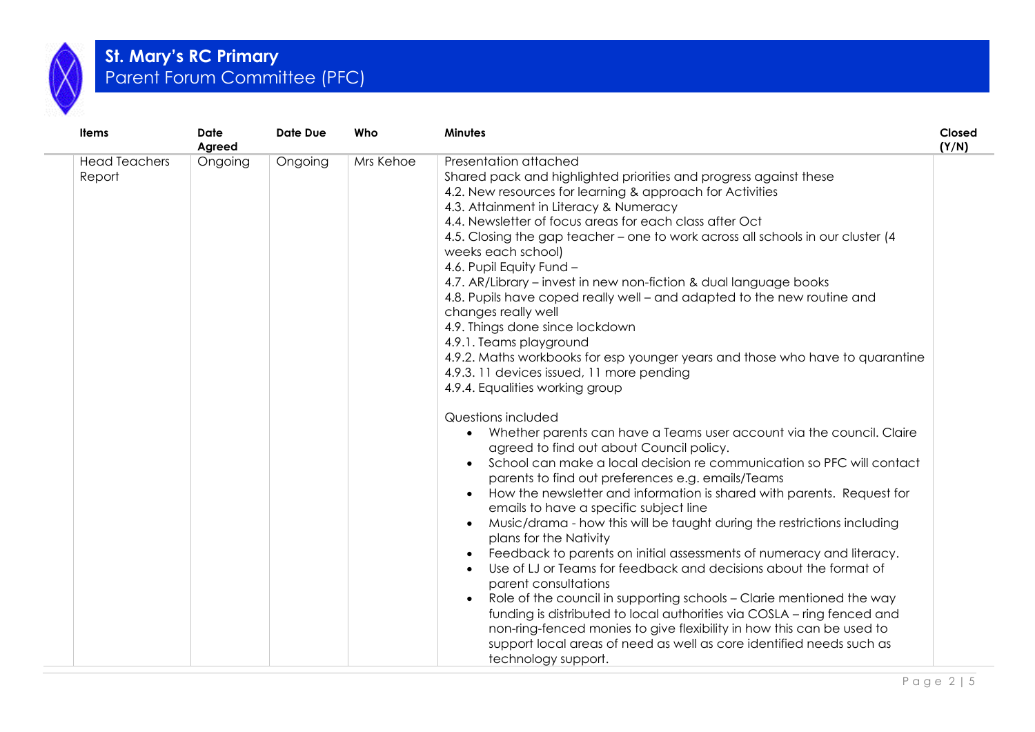# St. Mary's RC Primary
## Parent Forum Committee (PFC)

| Items | Date Agreed | Date Due | Who | Minutes | Closed (Y/N) |
|---|---|---|---|---|---|
| Head Teachers Report | Ongoing | Ongoing | Mrs Kehoe | Presentation attached<br>Shared pack and highlighted priorities and progress against these<br>4.2. New resources for learning & approach for Activities<br>4.3. Attainment in Literacy & Numeracy<br>4.4. Newsletter of focus areas for each class after Oct<br>4.5. Closing the gap teacher – one to work across all schools in our cluster (4 weeks each school)<br>4.6. Pupil Equity Fund –<br>4.7. AR/Library – invest in new non-fiction & dual language books<br>4.8. Pupils have coped really well – and adapted to the new routine and changes really well<br>4.9. Things done since lockdown<br>4.9.1. Teams playground<br>4.9.2. Maths workbooks for esp younger years and those who have to quarantine<br>4.9.3. 11 devices issued, 11 more pending<br>4.9.4. Equalities working group<br><br>Questions included<br>• Whether parents can have a Teams user account via the council. Claire agreed to find out about Council policy.<br>• School can make a local decision re communication so PFC will contact parents to find out preferences e.g. emails/Teams<br>• How the newsletter and information is shared with parents. Request for emails to have a specific subject line<br>• Music/drama - how this will be taught during the restrictions including plans for the Nativity<br>• Feedback to parents on initial assessments of numeracy and literacy.<br>• Use of LJ or Teams for feedback and decisions about the format of parent consultations<br>• Role of the council in supporting schools – Clarie mentioned the way funding is distributed to local authorities via COSLA – ring fenced and non-ring-fenced monies to give flexibility in how this can be used to support local areas of need as well as core identified needs such as technology support. | |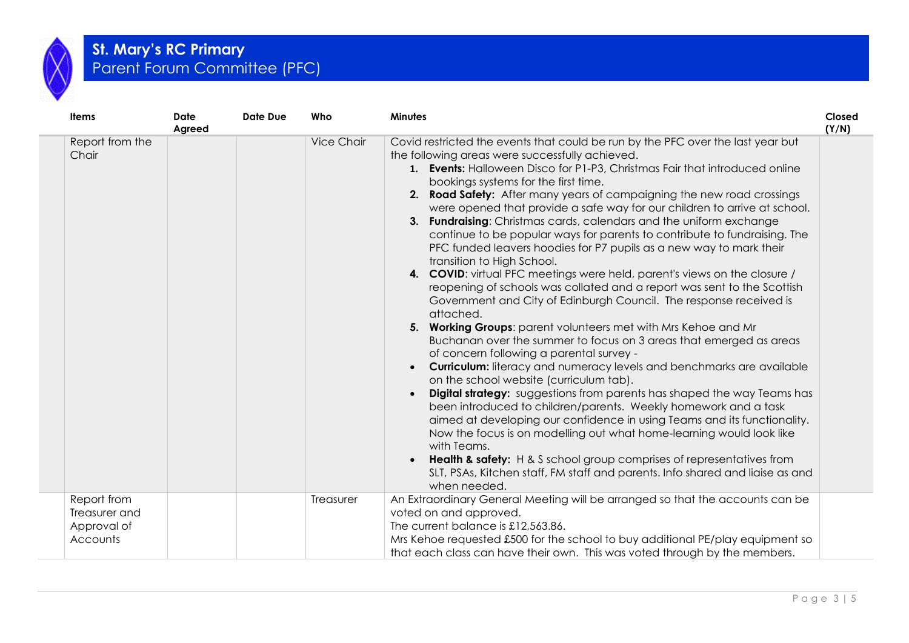# St. Mary's RC Primary

## Parent Forum Committee (PFC)

| Items | Date Agreed | Date Due | Who | Minutes | Closed (Y/N) |
|---|---|---|---|---|---|
| Report from the Chair | | | Vice Chair | Covid restricted the events that could be run by the PFC over the last year but the following areas were successfully achieved.<br>1. **Events:** Halloween Disco for P1-P3, Christmas Fair that introduced online bookings systems for the first time.<br>2. **Road Safety:** After many years of campaigning the new road crossings were opened that provide a safe way for our children to arrive at school.<br>3. **Fundraising**: Christmas cards, calendars and the uniform exchange continue to be popular ways for parents to contribute to fundraising. The PFC funded leavers hoodies for P7 pupils as a new way to mark their transition to High School.<br>4. **COVID**: virtual PFC meetings were held, parent's views on the closure / reopening of schools was collated and a report was sent to the Scottish Government and City of Edinburgh Council. The response received is attached.<br>5. **Working Groups**: parent volunteers met with Mrs Kehoe and Mr Buchanan over the summer to focus on 3 areas that emerged as areas of concern following a parental survey -<br>• **Curriculum:** literacy and numeracy levels and benchmarks are available on the school website (curriculum tab).<br>• **Digital strategy:** suggestions from parents has shaped the way Teams has been introduced to children/parents. Weekly homework and a task aimed at developing our confidence in using Teams and its functionality. Now the focus is on modelling out what home-learning would look like with Teams.<br>• **Health & safety:** H & S school group comprises of representatives from SLT, PSAs, Kitchen staff, FM staff and parents. Info shared and liaise as and when needed. | |
| Report from Treasurer and Approval of Accounts | | | Treasurer | An Extraordinary General Meeting will be arranged so that the accounts can be voted on and approved.<br>The current balance is £12,563.86.<br>Mrs Kehoe requested £500 for the school to buy additional PE/play equipment so that each class can have their own. This was voted through by the members. | |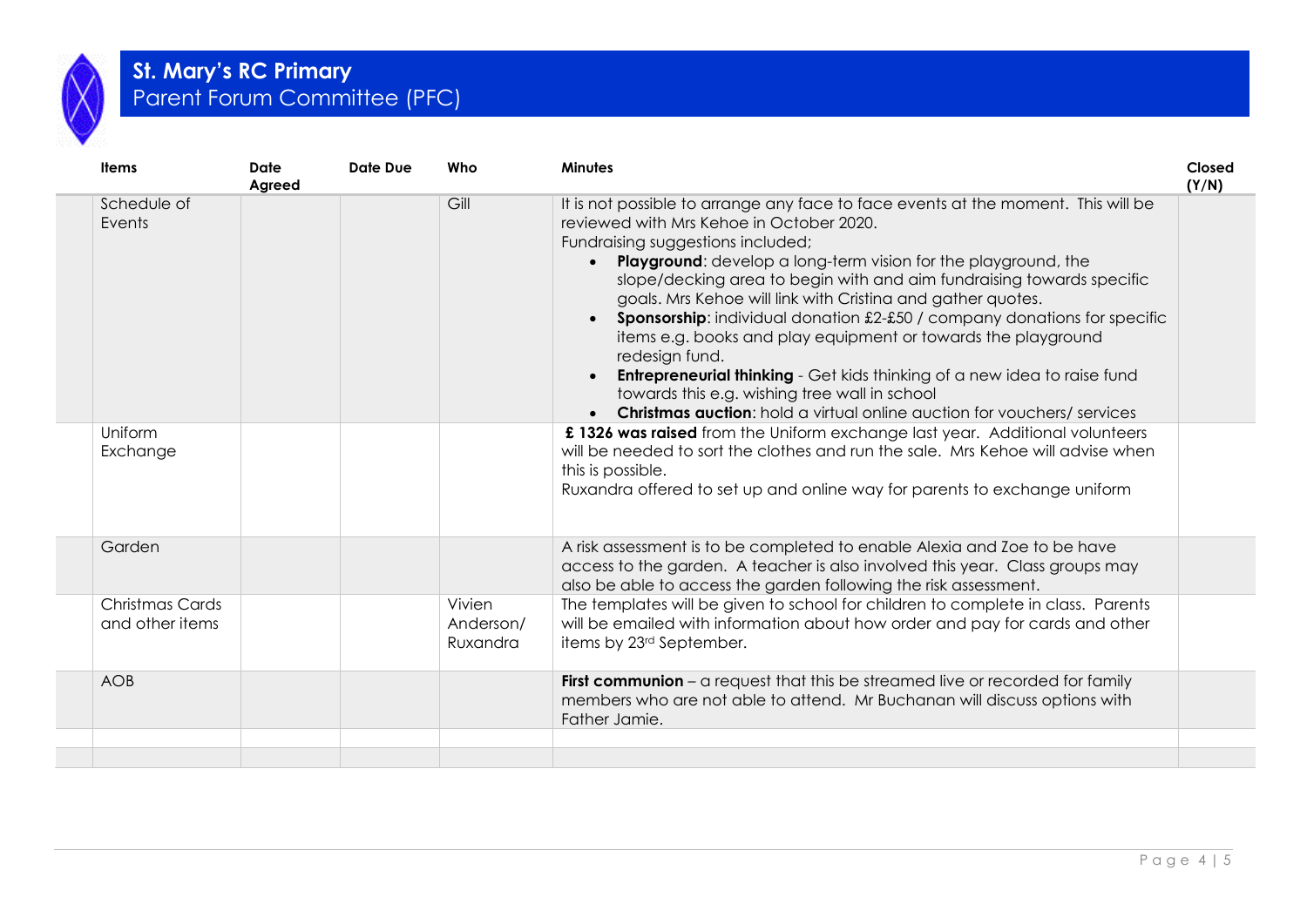# St. Mary's RC Primary
## Parent Forum Committee (PFC)

| Items | Date Agreed | Date Due | Who | Minutes | Closed (Y/N) |
|---|---|---|---|---|---|
| Schedule of Events | | | Gill | It is not possible to arrange any face to face events at the moment. This will be reviewed with Mrs Kehoe in October 2020.<br>Fundraising suggestions included;<br>• **Playground**: develop a long-term vision for the playground, the slope/decking area to begin with and aim fundraising towards specific goals. Mrs Kehoe will link with Cristina and gather quotes.<br>• **Sponsorship**: individual donation £2-£50 / company donations for specific items e.g. books and play equipment or towards the playground redesign fund.<br>• **Entrepreneurial thinking** - Get kids thinking of a new idea to raise fund towards this e.g. wishing tree wall in school<br>• **Christmas auction**: hold a virtual online auction for vouchers/ services | |
| Uniform Exchange | | | | **£ 1326 was raised** from the Uniform exchange last year. Additional volunteers will be needed to sort the clothes and run the sale. Mrs Kehoe will advise when this is possible.<br>Ruxandra offered to set up and online way for parents to exchange uniform | |
| Garden | | | | A risk assessment is to be completed to enable Alexia and Zoe to be have access to the garden. A teacher is also involved this year. Class groups may also be able to access the garden following the risk assessment. | |
| Christmas Cards and other items | | | Vivien Anderson/ Ruxandra | The templates will be given to school for children to complete in class. Parents will be emailed with information about how order and pay for cards and other items by 23rd September. | |
| AOB | | | | **First communion** – a request that this be streamed live or recorded for family members who are not able to attend. Mr Buchanan will discuss options with Father Jamie. | |
| | | | | | |
| | | | | | |